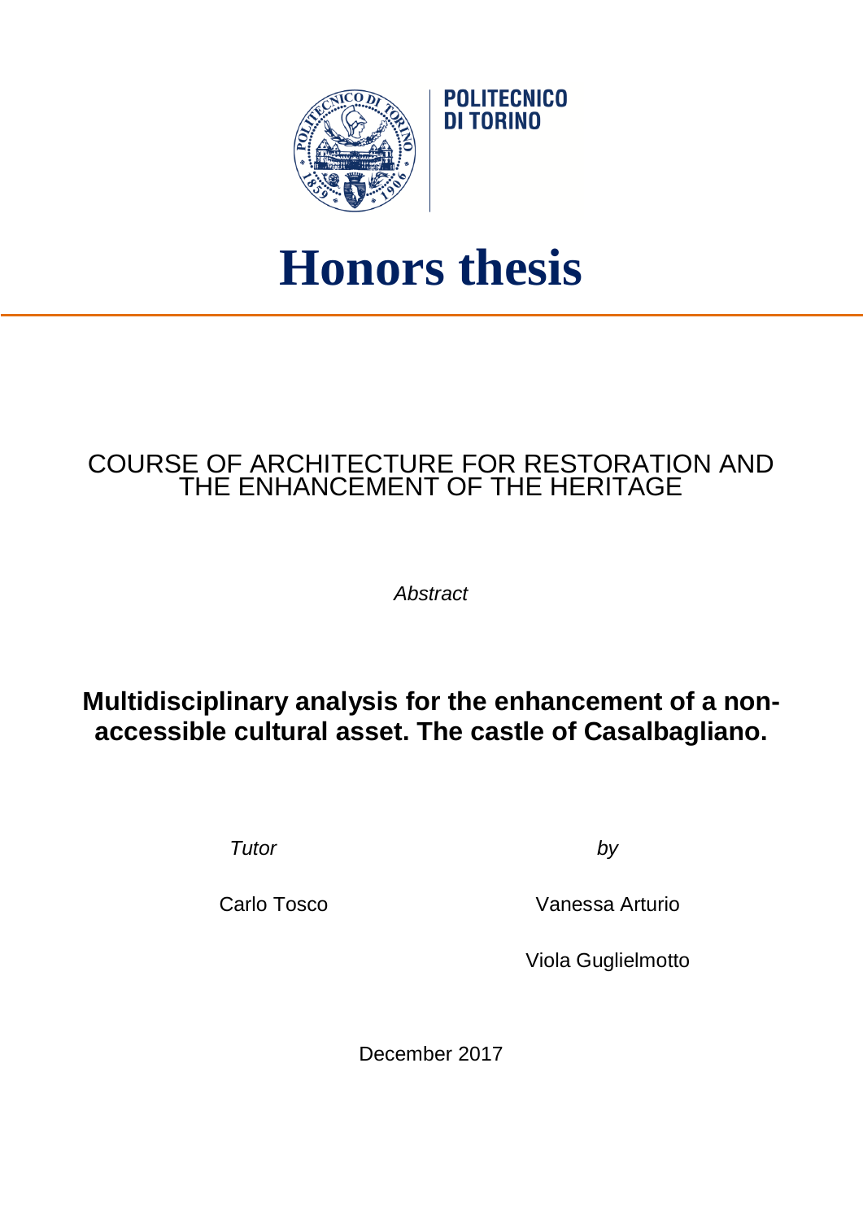POLITECNICO DI TORINO

# Honors thesis

COURSE OF ARCHITECTURE FOR RESTORATION AND THE ENHANCEMENT OF THE HERITAGE

*Abstract*

## Multidisciplinary analysis for the enhancement of a non-accessible cultural asset. The castle of Casalbagliano.

*Tutor*

Carlo Tosco

*by*

Vanessa Arturio

Viola Guglielmotto

December 2017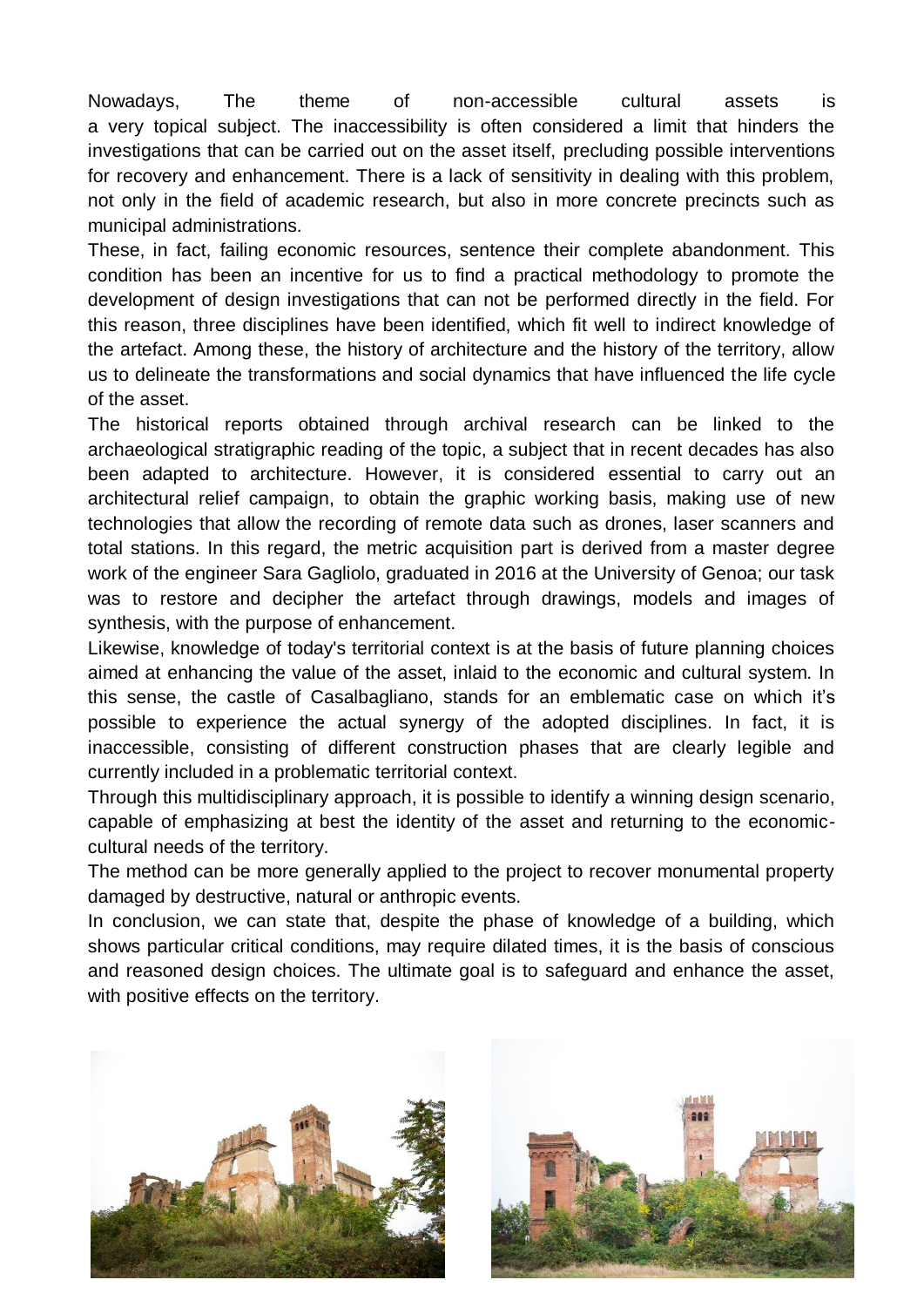Nowadays, The theme of non-accessible cultural assets is a very topical subject. The inaccessibility is often considered a limit that hinders the investigations that can be carried out on the asset itself, precluding possible interventions for recovery and enhancement. There is a lack of sensitivity in dealing with this problem, not only in the field of academic research, but also in more concrete precincts such as municipal administrations.

These, in fact, failing economic resources, sentence their complete abandonment. This condition has been an incentive for us to find a practical methodology to promote the development of design investigations that can not be performed directly in the field. For this reason, three disciplines have been identified, which fit well to indirect knowledge of the artefact. Among these, the history of architecture and the history of the territory, allow us to delineate the transformations and social dynamics that have influenced the life cycle of the asset.

The historical reports obtained through archival research can be linked to the archaeological stratigraphic reading of the topic, a subject that in recent decades has also been adapted to architecture. However, it is considered essential to carry out an architectural relief campaign, to obtain the graphic working basis, making use of new technologies that allow the recording of remote data such as drones, laser scanners and total stations. In this regard, the metric acquisition part is derived from a master degree work of the engineer Sara Gagliolo, graduated in 2016 at the University of Genoa; our task was to restore and decipher the artefact through drawings, models and images of synthesis, with the purpose of enhancement.

Likewise, knowledge of today's territorial context is at the basis of future planning choices aimed at enhancing the value of the asset, inlaid to the economic and cultural system. In this sense, the castle of Casalbagliano, stands for an emblematic case on which it's possible to experience the actual synergy of the adopted disciplines. In fact, it is inaccessible, consisting of different construction phases that are clearly legible and currently included in a problematic territorial context.

Through this multidisciplinary approach, it is possible to identify a winning design scenario, capable of emphasizing at best the identity of the asset and returning to the economic-cultural needs of the territory.

The method can be more generally applied to the project to recover monumental property damaged by destructive, natural or anthropic events.

In conclusion, we can state that, despite the phase of knowledge of a building, which shows particular critical conditions, may require dilated times, it is the basis of conscious and reasoned design choices. The ultimate goal is to safeguard and enhance the asset, with positive effects on the territory.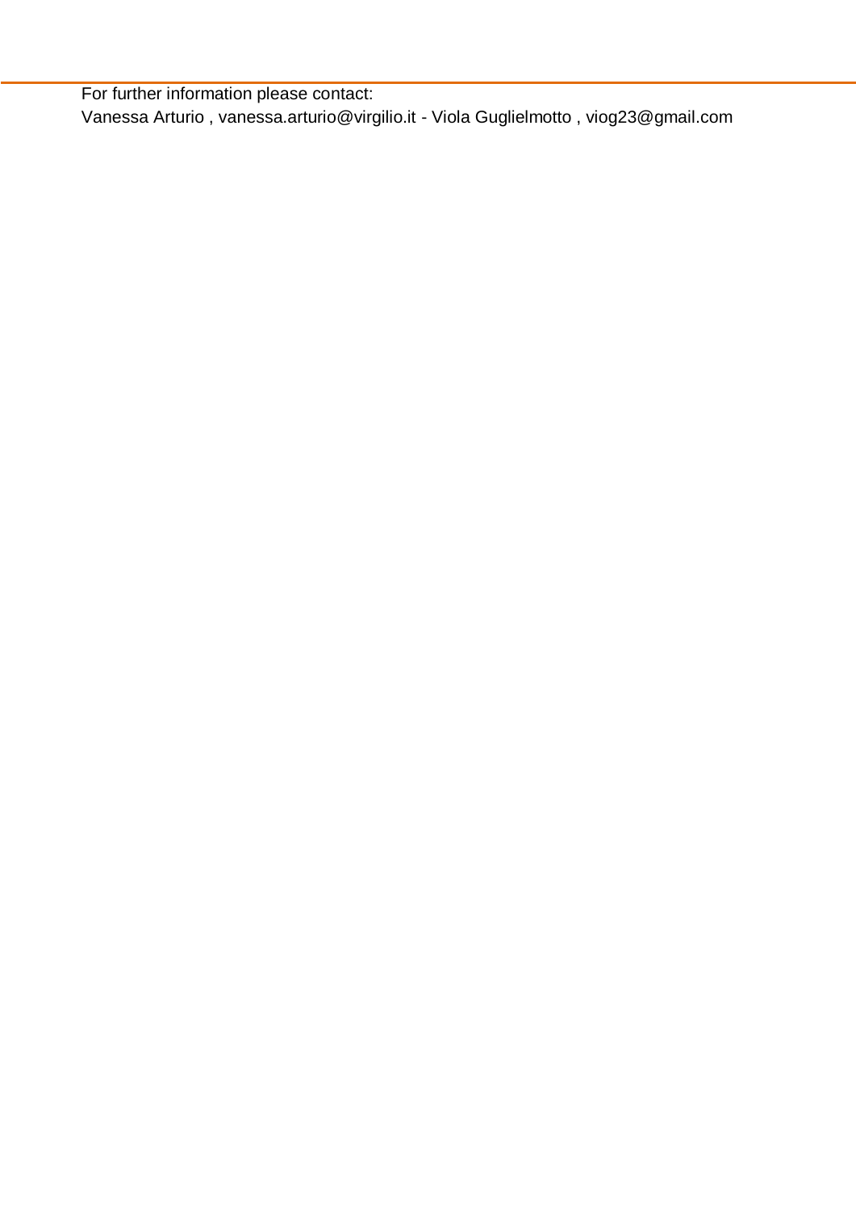For further information please contact:

Vanessa Arturio , vanessa.arturio@virgilio.it - Viola Guglielmotto , viog23@gmail.com